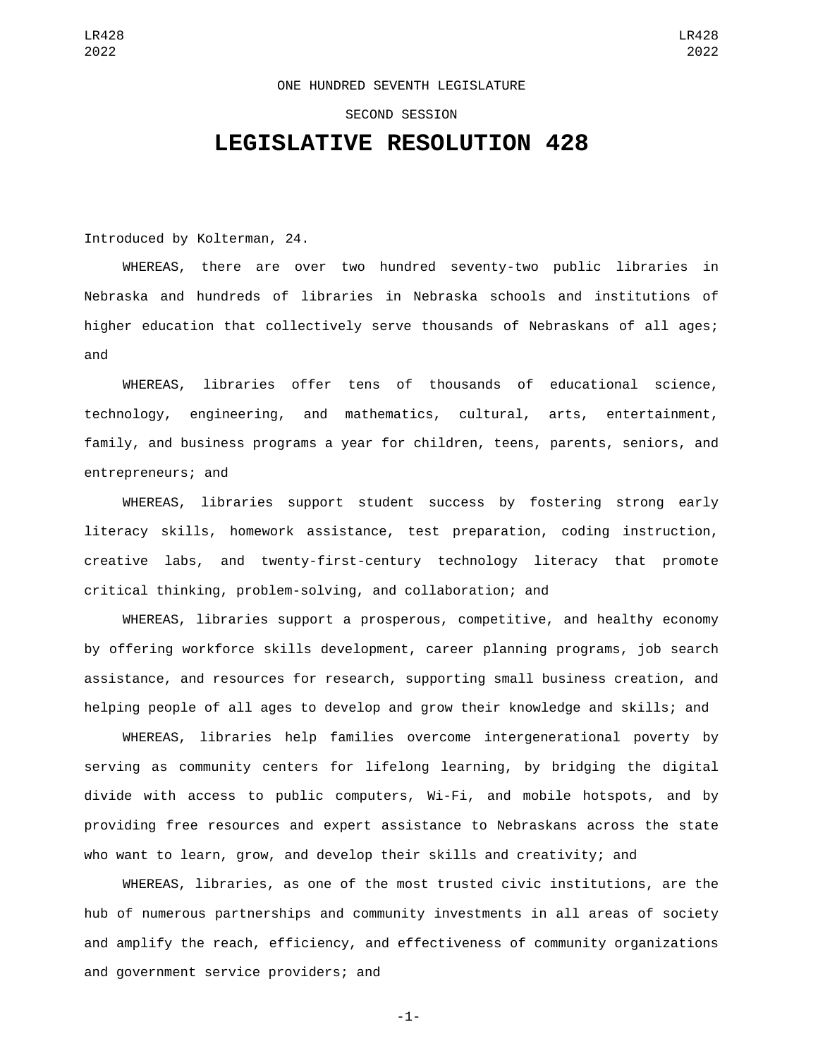ONE HUNDRED SEVENTH LEGISLATURE

SECOND SESSION

# LEGISLATIVE RESOLUTION 428

Introduced by Kolterman, 24.

WHEREAS, there are over two hundred seventy-two public libraries in Nebraska and hundreds of libraries in Nebraska schools and institutions of higher education that collectively serve thousands of Nebraskans of all ages; and

WHEREAS, libraries offer tens of thousands of educational science, technology, engineering, and mathematics, cultural, arts, entertainment, family, and business programs a year for children, teens, parents, seniors, and entrepreneurs; and

WHEREAS, libraries support student success by fostering strong early literacy skills, homework assistance, test preparation, coding instruction, creative labs, and twenty-first-century technology literacy that promote critical thinking, problem-solving, and collaboration; and

WHEREAS, libraries support a prosperous, competitive, and healthy economy by offering workforce skills development, career planning programs, job search assistance, and resources for research, supporting small business creation, and helping people of all ages to develop and grow their knowledge and skills; and

WHEREAS, libraries help families overcome intergenerational poverty by serving as community centers for lifelong learning, by bridging the digital divide with access to public computers, Wi-Fi, and mobile hotspots, and by providing free resources and expert assistance to Nebraskans across the state who want to learn, grow, and develop their skills and creativity; and

WHEREAS, libraries, as one of the most trusted civic institutions, are the hub of numerous partnerships and community investments in all areas of society and amplify the reach, efficiency, and effectiveness of community organizations and government service providers; and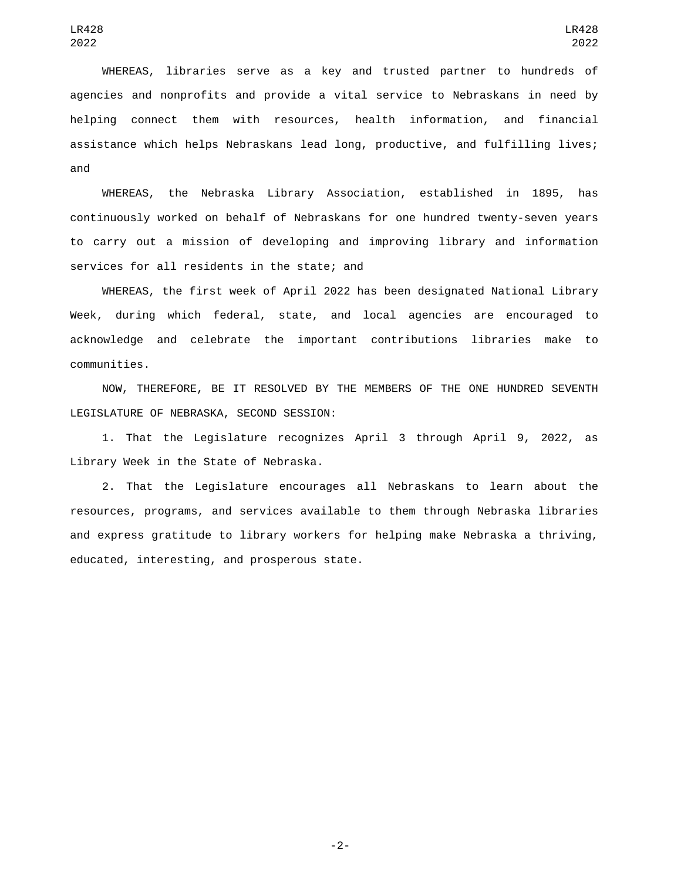WHEREAS, libraries serve as a key and trusted partner to hundreds of agencies and nonprofits and provide a vital service to Nebraskans in need by helping connect them with resources, health information, and financial assistance which helps Nebraskans lead long, productive, and fulfilling lives; and

WHEREAS, the Nebraska Library Association, established in 1895, has continuously worked on behalf of Nebraskans for one hundred twenty-seven years to carry out a mission of developing and improving library and information services for all residents in the state; and

WHEREAS, the first week of April 2022 has been designated National Library Week, during which federal, state, and local agencies are encouraged to acknowledge and celebrate the important contributions libraries make to communities.

NOW, THEREFORE, BE IT RESOLVED BY THE MEMBERS OF THE ONE HUNDRED SEVENTH LEGISLATURE OF NEBRASKA, SECOND SESSION:

1. That the Legislature recognizes April 3 through April 9, 2022, as Library Week in the State of Nebraska.

2. That the Legislature encourages all Nebraskans to learn about the resources, programs, and services available to them through Nebraska libraries and express gratitude to library workers for helping make Nebraska a thriving, educated, interesting, and prosperous state.